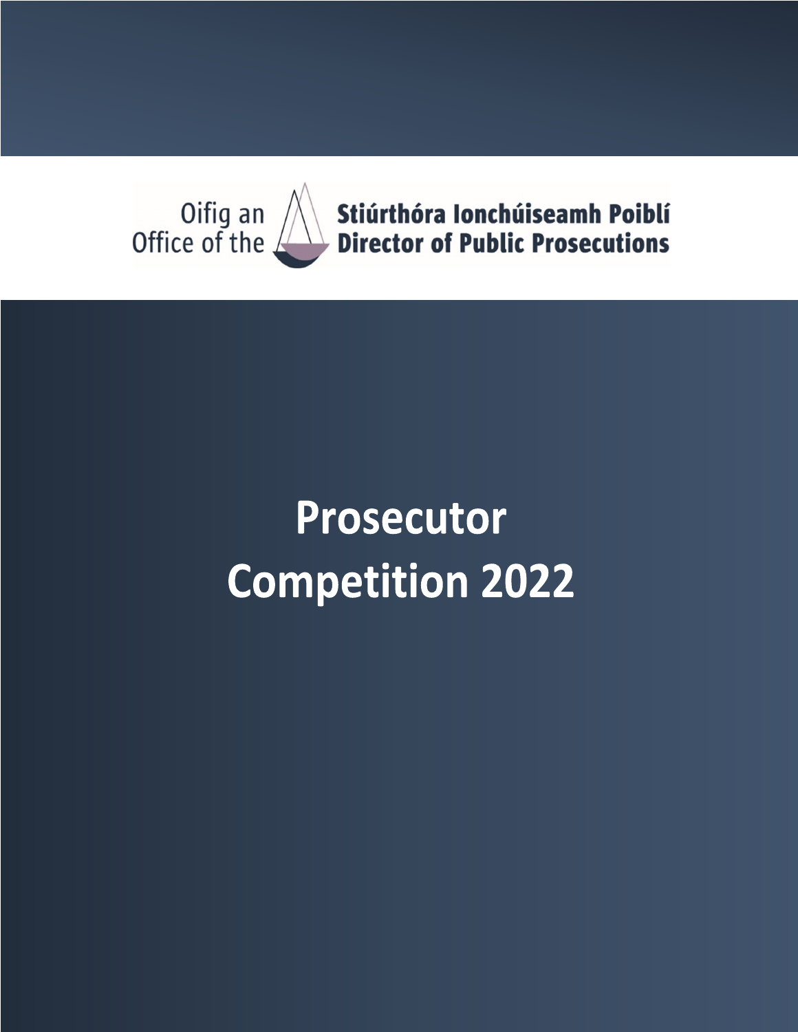Oifig an Stiúrthóra Ionchúiseamh Poiblí
Office of the Director of Public Prosecutions

# Prosecutor Competition 2022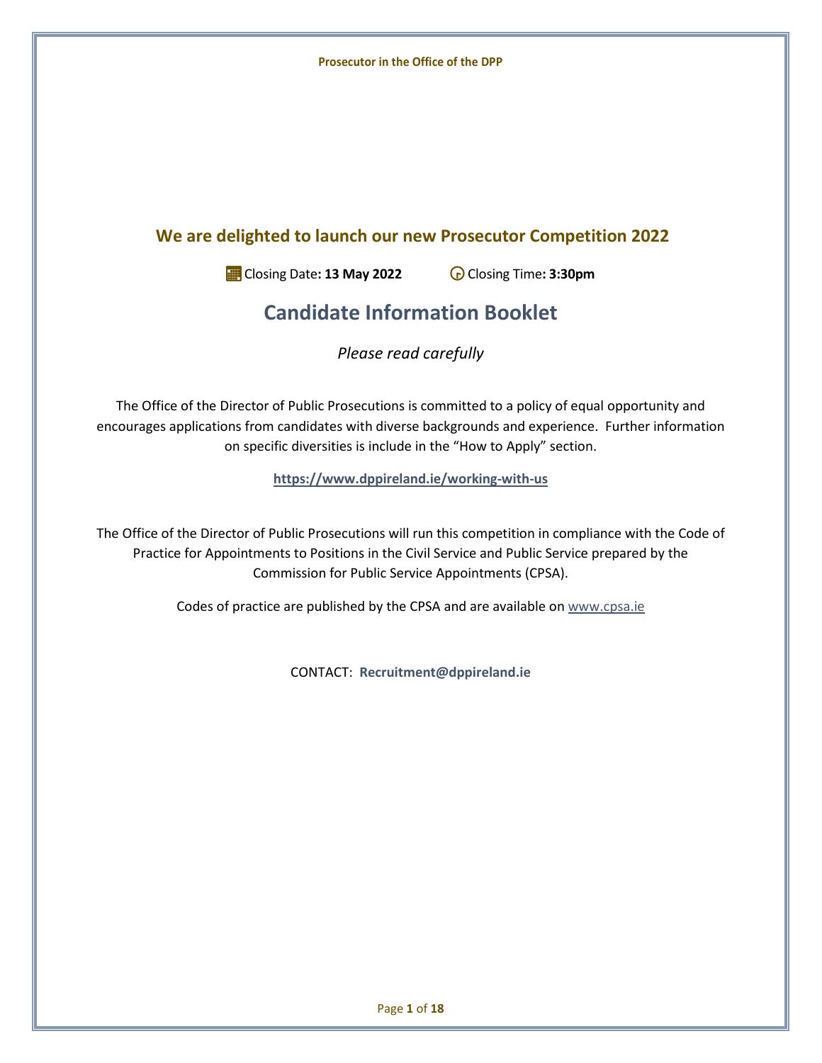## We are delighted to launch our new Prosecutor Competition 2022

Closing Date**: 13 May 2022** Closing Time**: 3:30pm**

# Candidate Information Booklet

*Please read carefully*

The Office of the Director of Public Prosecutions is committed to a policy of equal opportunity and encourages applications from candidates with diverse backgrounds and experience. Further information on specific diversities is include in the "How to Apply" section.

**https://www.dppireland.ie/working-with-us**

The Office of the Director of Public Prosecutions will run this competition in compliance with the Code of Practice for Appointments to Positions in the Civil Service and Public Service prepared by the Commission for Public Service Appointments (CPSA).

Codes of practice are published by the CPSA and are available on www.cpsa.ie

CONTACT: **Recruitment@dppireland.ie**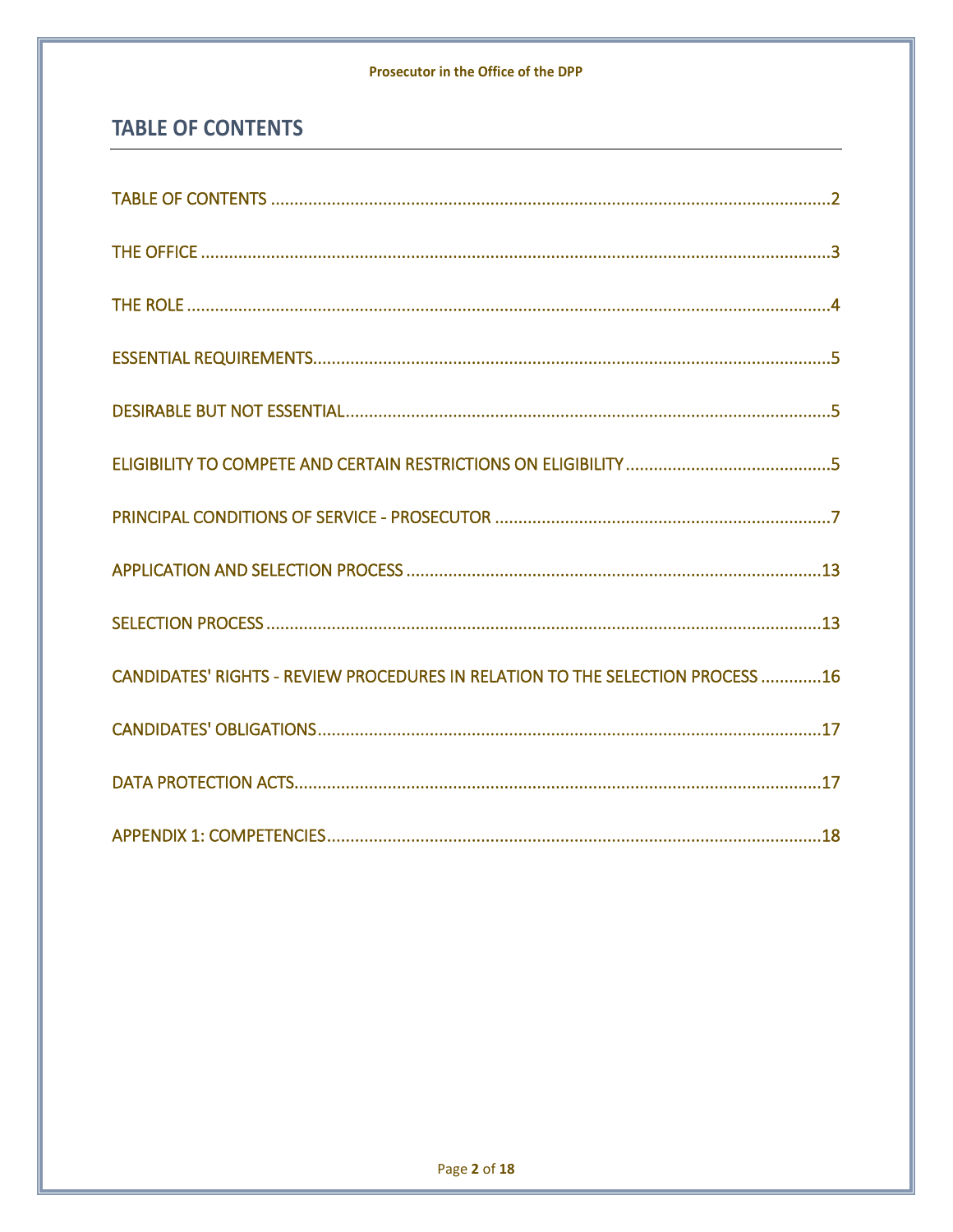## TABLE OF CONTENTS

TABLE OF CONTENTS ....................................................................................................................2

THE OFFICE ...............................................................................................................................3

THE ROLE ..................................................................................................................................4

ESSENTIAL REQUIREMENTS.......................................................................................................5

DESIRABLE BUT NOT ESSENTIAL................................................................................................5

ELIGIBILITY TO COMPETE AND CERTAIN RESTRICTIONS ON ELIGIBILITY ...................................5

PRINCIPAL CONDITIONS OF SERVICE - PROSECUTOR ................................................................7

APPLICATION AND SELECTION PROCESS .................................................................................13

SELECTION PROCESS ...............................................................................................................13

CANDIDATES' RIGHTS - REVIEW PROCEDURES IN RELATION TO THE SELECTION PROCESS ............16

CANDIDATES' OBLIGATIONS....................................................................................................17

DATA PROTECTION ACTS..........................................................................................................17

APPENDIX 1: COMPETENCIES...................................................................................................18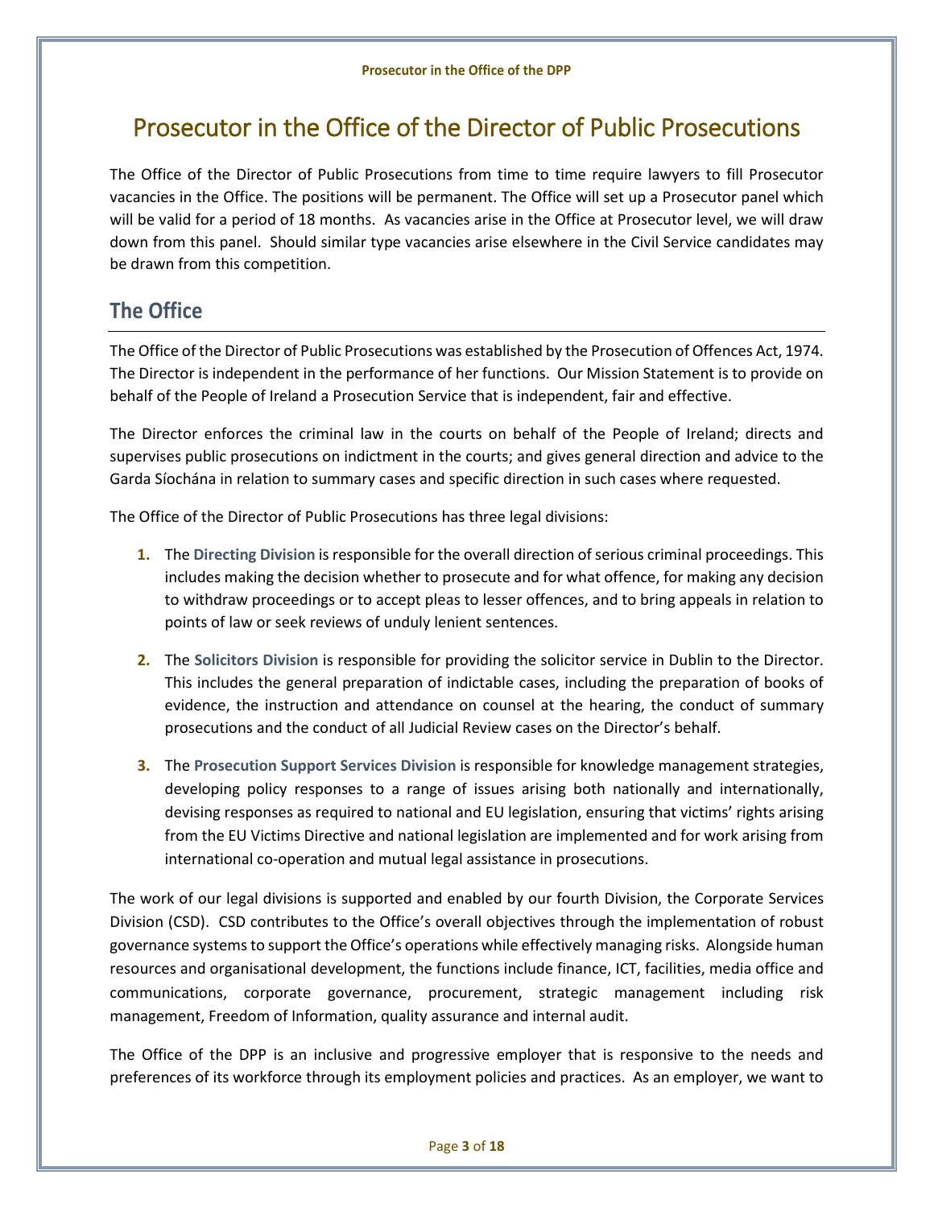# Prosecutor in the Office of the Director of Public Prosecutions

The Office of the Director of Public Prosecutions from time to time require lawyers to fill Prosecutor vacancies in the Office. The positions will be permanent. The Office will set up a Prosecutor panel which will be valid for a period of 18 months. As vacancies arise in the Office at Prosecutor level, we will draw down from this panel. Should similar type vacancies arise elsewhere in the Civil Service candidates may be drawn from this competition.

## The Office

The Office of the Director of Public Prosecutions was established by the Prosecution of Offences Act, 1974. The Director is independent in the performance of her functions. Our Mission Statement is to provide on behalf of the People of Ireland a Prosecution Service that is independent, fair and effective.

The Director enforces the criminal law in the courts on behalf of the People of Ireland; directs and supervises public prosecutions on indictment in the courts; and gives general direction and advice to the Garda Síochána in relation to summary cases and specific direction in such cases where requested.

The Office of the Director of Public Prosecutions has three legal divisions:

1. The **Directing Division** is responsible for the overall direction of serious criminal proceedings. This includes making the decision whether to prosecute and for what offence, for making any decision to withdraw proceedings or to accept pleas to lesser offences, and to bring appeals in relation to points of law or seek reviews of unduly lenient sentences.

2. The **Solicitors Division** is responsible for providing the solicitor service in Dublin to the Director. This includes the general preparation of indictable cases, including the preparation of books of evidence, the instruction and attendance on counsel at the hearing, the conduct of summary prosecutions and the conduct of all Judicial Review cases on the Director's behalf.

3. The **Prosecution Support Services Division** is responsible for knowledge management strategies, developing policy responses to a range of issues arising both nationally and internationally, devising responses as required to national and EU legislation, ensuring that victims' rights arising from the EU Victims Directive and national legislation are implemented and for work arising from international co-operation and mutual legal assistance in prosecutions.

The work of our legal divisions is supported and enabled by our fourth Division, the Corporate Services Division (CSD). CSD contributes to the Office's overall objectives through the implementation of robust governance systems to support the Office's operations while effectively managing risks. Alongside human resources and organisational development, the functions include finance, ICT, facilities, media office and communications, corporate governance, procurement, strategic management including risk management, Freedom of Information, quality assurance and internal audit.

The Office of the DPP is an inclusive and progressive employer that is responsive to the needs and preferences of its workforce through its employment policies and practices. As an employer, we want to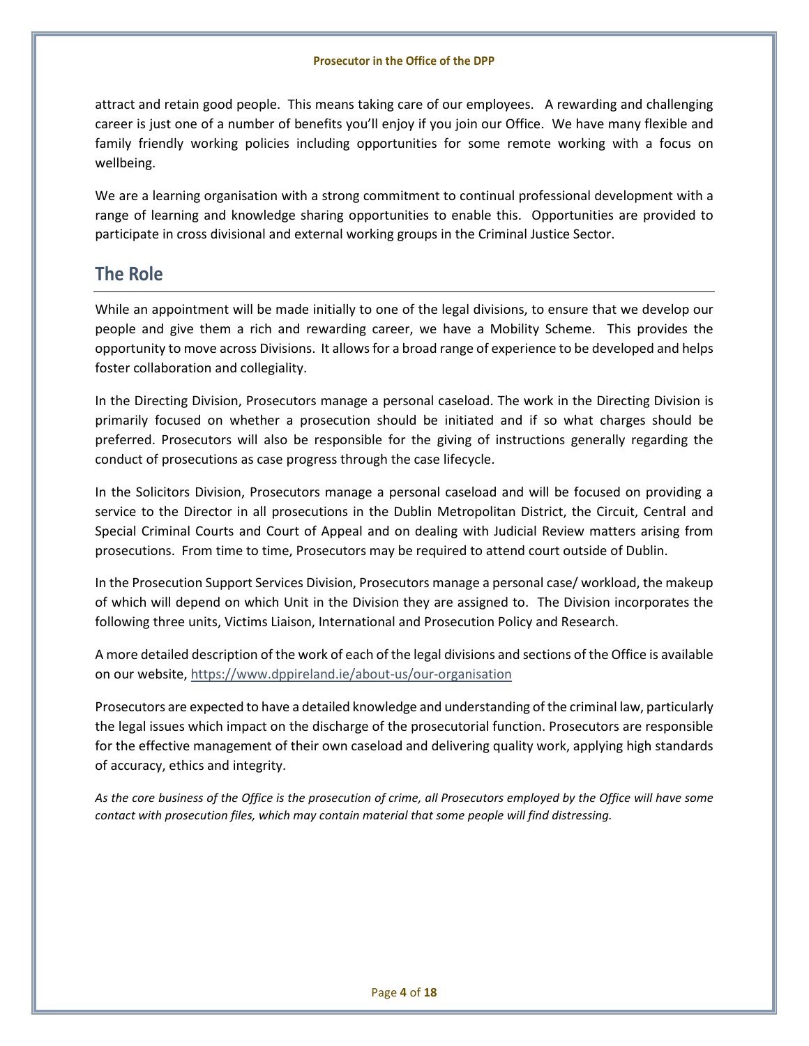attract and retain good people. This means taking care of our employees. A rewarding and challenging career is just one of a number of benefits you'll enjoy if you join our Office. We have many flexible and family friendly working policies including opportunities for some remote working with a focus on wellbeing.

We are a learning organisation with a strong commitment to continual professional development with a range of learning and knowledge sharing opportunities to enable this. Opportunities are provided to participate in cross divisional and external working groups in the Criminal Justice Sector.

## The Role

While an appointment will be made initially to one of the legal divisions, to ensure that we develop our people and give them a rich and rewarding career, we have a Mobility Scheme. This provides the opportunity to move across Divisions. It allows for a broad range of experience to be developed and helps foster collaboration and collegiality.

In the Directing Division, Prosecutors manage a personal caseload. The work in the Directing Division is primarily focused on whether a prosecution should be initiated and if so what charges should be preferred. Prosecutors will also be responsible for the giving of instructions generally regarding the conduct of prosecutions as case progress through the case lifecycle.

In the Solicitors Division, Prosecutors manage a personal caseload and will be focused on providing a service to the Director in all prosecutions in the Dublin Metropolitan District, the Circuit, Central and Special Criminal Courts and Court of Appeal and on dealing with Judicial Review matters arising from prosecutions. From time to time, Prosecutors may be required to attend court outside of Dublin.

In the Prosecution Support Services Division, Prosecutors manage a personal case/ workload, the makeup of which will depend on which Unit in the Division they are assigned to. The Division incorporates the following three units, Victims Liaison, International and Prosecution Policy and Research.

A more detailed description of the work of each of the legal divisions and sections of the Office is available on our website, https://www.dppireland.ie/about-us/our-organisation

Prosecutors are expected to have a detailed knowledge and understanding of the criminal law, particularly the legal issues which impact on the discharge of the prosecutorial function. Prosecutors are responsible for the effective management of their own caseload and delivering quality work, applying high standards of accuracy, ethics and integrity.

*As the core business of the Office is the prosecution of crime, all Prosecutors employed by the Office will have some contact with prosecution files, which may contain material that some people will find distressing.*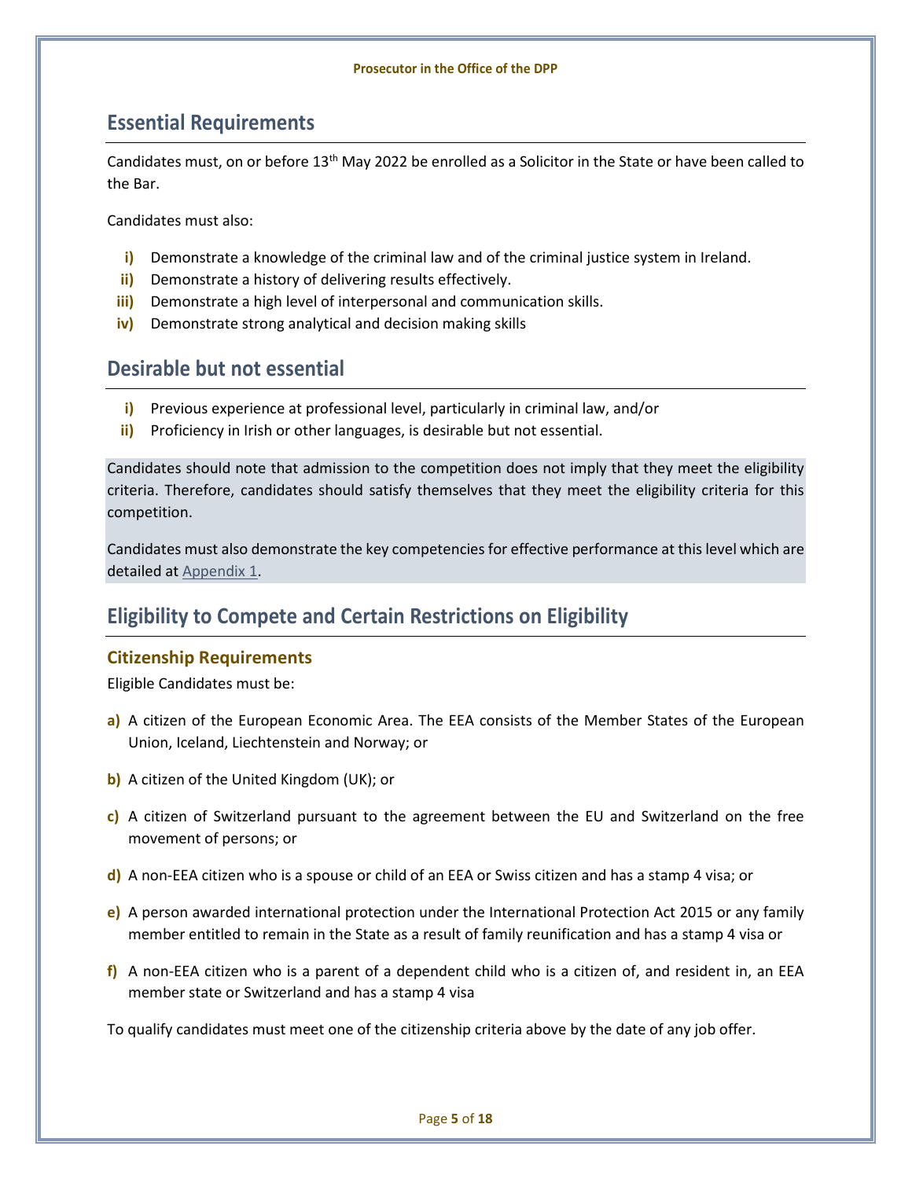## Essential Requirements

Candidates must, on or before 13th May 2022 be enrolled as a Solicitor in the State or have been called to the Bar.

Candidates must also:

i) Demonstrate a knowledge of the criminal law and of the criminal justice system in Ireland.
ii) Demonstrate a history of delivering results effectively.
iii) Demonstrate a high level of interpersonal and communication skills.
iv) Demonstrate strong analytical and decision making skills

## Desirable but not essential

i) Previous experience at professional level, particularly in criminal law, and/or
ii) Proficiency in Irish or other languages, is desirable but not essential.

Candidates should note that admission to the competition does not imply that they meet the eligibility criteria. Therefore, candidates should satisfy themselves that they meet the eligibility criteria for this competition.

Candidates must also demonstrate the key competencies for effective performance at this level which are detailed at Appendix 1.

## Eligibility to Compete and Certain Restrictions on Eligibility

### Citizenship Requirements

Eligible Candidates must be:

a) A citizen of the European Economic Area. The EEA consists of the Member States of the European Union, Iceland, Liechtenstein and Norway; or

b) A citizen of the United Kingdom (UK); or

c) A citizen of Switzerland pursuant to the agreement between the EU and Switzerland on the free movement of persons; or

d) A non-EEA citizen who is a spouse or child of an EEA or Swiss citizen and has a stamp 4 visa; or

e) A person awarded international protection under the International Protection Act 2015 or any family member entitled to remain in the State as a result of family reunification and has a stamp 4 visa or

f) A non-EEA citizen who is a parent of a dependent child who is a citizen of, and resident in, an EEA member state or Switzerland and has a stamp 4 visa

To qualify candidates must meet one of the citizenship criteria above by the date of any job offer.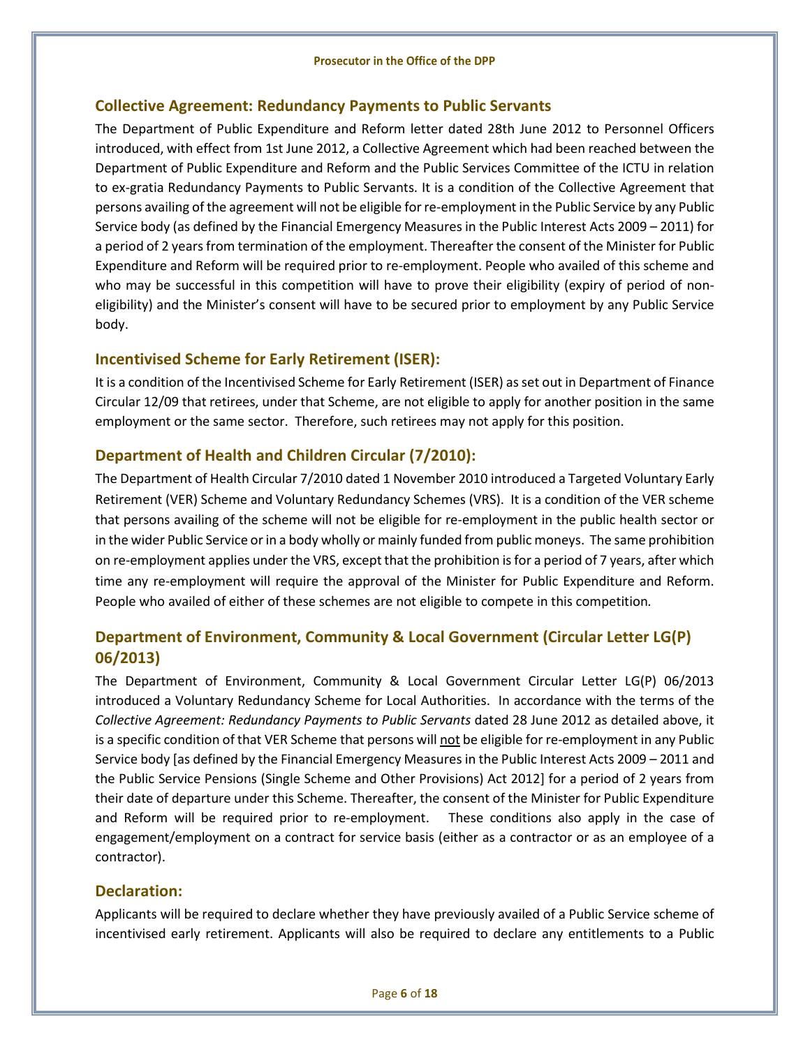## Collective Agreement: Redundancy Payments to Public Servants

The Department of Public Expenditure and Reform letter dated 28th June 2012 to Personnel Officers introduced, with effect from 1st June 2012, a Collective Agreement which had been reached between the Department of Public Expenditure and Reform and the Public Services Committee of the ICTU in relation to ex-gratia Redundancy Payments to Public Servants. It is a condition of the Collective Agreement that persons availing of the agreement will not be eligible for re-employment in the Public Service by any Public Service body (as defined by the Financial Emergency Measures in the Public Interest Acts 2009 – 2011) for a period of 2 years from termination of the employment. Thereafter the consent of the Minister for Public Expenditure and Reform will be required prior to re-employment. People who availed of this scheme and who may be successful in this competition will have to prove their eligibility (expiry of period of non-eligibility) and the Minister's consent will have to be secured prior to employment by any Public Service body.

## Incentivised Scheme for Early Retirement (ISER):

It is a condition of the Incentivised Scheme for Early Retirement (ISER) as set out in Department of Finance Circular 12/09 that retirees, under that Scheme, are not eligible to apply for another position in the same employment or the same sector. Therefore, such retirees may not apply for this position.

## Department of Health and Children Circular (7/2010):

The Department of Health Circular 7/2010 dated 1 November 2010 introduced a Targeted Voluntary Early Retirement (VER) Scheme and Voluntary Redundancy Schemes (VRS). It is a condition of the VER scheme that persons availing of the scheme will not be eligible for re-employment in the public health sector or in the wider Public Service or in a body wholly or mainly funded from public moneys. The same prohibition on re-employment applies under the VRS, except that the prohibition is for a period of 7 years, after which time any re-employment will require the approval of the Minister for Public Expenditure and Reform. People who availed of either of these schemes are not eligible to compete in this competition.

## Department of Environment, Community & Local Government (Circular Letter LG(P) 06/2013)

The Department of Environment, Community & Local Government Circular Letter LG(P) 06/2013 introduced a Voluntary Redundancy Scheme for Local Authorities. In accordance with the terms of the *Collective Agreement: Redundancy Payments to Public Servants* dated 28 June 2012 as detailed above, it is a specific condition of that VER Scheme that persons will <u>not</u> be eligible for re-employment in any Public Service body [as defined by the Financial Emergency Measures in the Public Interest Acts 2009 – 2011 and the Public Service Pensions (Single Scheme and Other Provisions) Act 2012] for a period of 2 years from their date of departure under this Scheme. Thereafter, the consent of the Minister for Public Expenditure and Reform will be required prior to re-employment. These conditions also apply in the case of engagement/employment on a contract for service basis (either as a contractor or as an employee of a contractor).

## Declaration:

Applicants will be required to declare whether they have previously availed of a Public Service scheme of incentivised early retirement. Applicants will also be required to declare any entitlements to a Public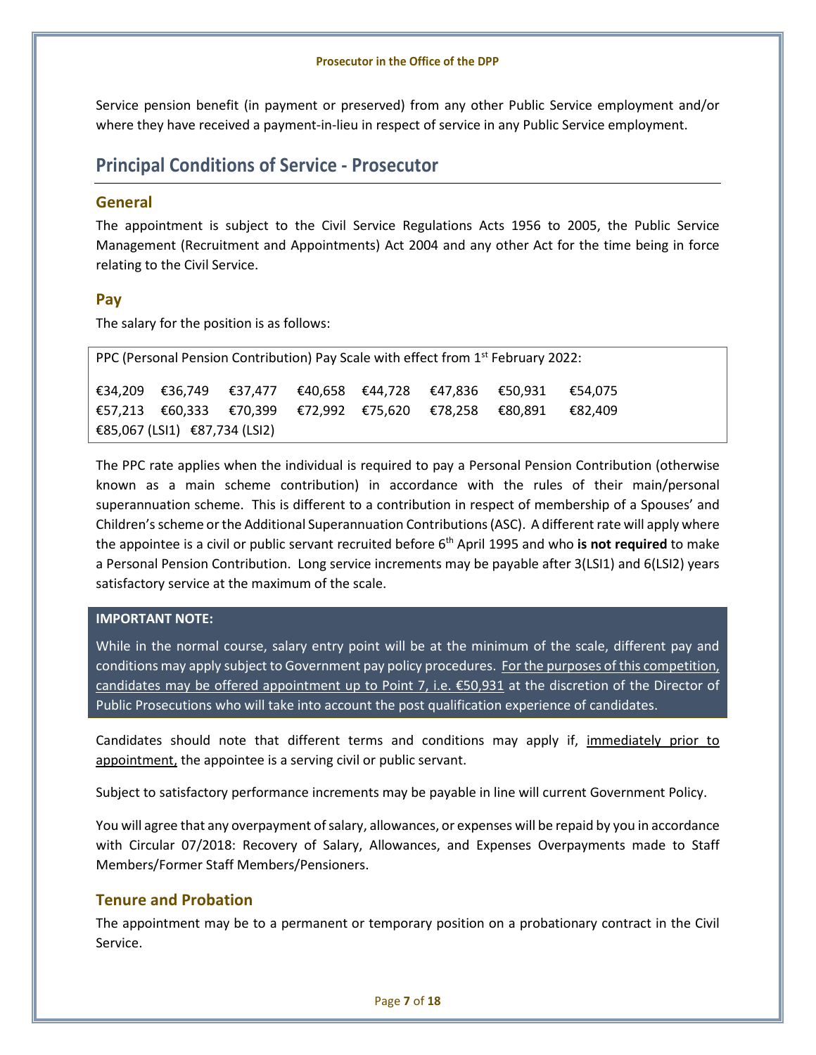Service pension benefit (in payment or preserved) from any other Public Service employment and/or where they have received a payment-in-lieu in respect of service in any Public Service employment.

## Principal Conditions of Service - Prosecutor

### General

The appointment is subject to the Civil Service Regulations Acts 1956 to 2005, the Public Service Management (Recruitment and Appointments) Act 2004 and any other Act for the time being in force relating to the Civil Service.

### Pay

The salary for the position is as follows:

PPC (Personal Pension Contribution) Pay Scale with effect from 1st February 2022:

€34,209 €36,749 €37,477 €40,658 €44,728 €47,836 €50,931 €54,075
€57,213 €60,333 €70,399 €72,992 €75,620 €78,258 €80,891 €82,409
€85,067 (LSI1) €87,734 (LSI2)

The PPC rate applies when the individual is required to pay a Personal Pension Contribution (otherwise known as a main scheme contribution) in accordance with the rules of their main/personal superannuation scheme. This is different to a contribution in respect of membership of a Spouses' and Children's scheme or the Additional Superannuation Contributions (ASC). A different rate will apply where the appointee is a civil or public servant recruited before 6th April 1995 and who **is not required** to make a Personal Pension Contribution. Long service increments may be payable after 3(LSI1) and 6(LSI2) years satisfactory service at the maximum of the scale.

**IMPORTANT NOTE:**

While in the normal course, salary entry point will be at the minimum of the scale, different pay and conditions may apply subject to Government pay policy procedures. For the purposes of this competition, candidates may be offered appointment up to Point 7, i.e. €50,931 at the discretion of the Director of Public Prosecutions who will take into account the post qualification experience of candidates.

Candidates should note that different terms and conditions may apply if, immediately prior to appointment, the appointee is a serving civil or public servant.

Subject to satisfactory performance increments may be payable in line will current Government Policy.

You will agree that any overpayment of salary, allowances, or expenses will be repaid by you in accordance with Circular 07/2018: Recovery of Salary, Allowances, and Expenses Overpayments made to Staff Members/Former Staff Members/Pensioners.

### Tenure and Probation

The appointment may be to a permanent or temporary position on a probationary contract in the Civil Service.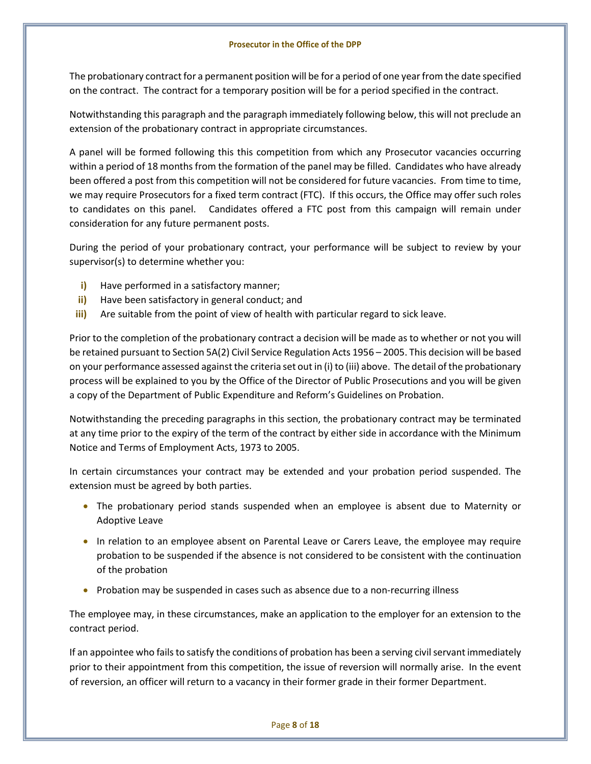The probationary contract for a permanent position will be for a period of one year from the date specified on the contract. The contract for a temporary position will be for a period specified in the contract.

Notwithstanding this paragraph and the paragraph immediately following below, this will not preclude an extension of the probationary contract in appropriate circumstances.

A panel will be formed following this this competition from which any Prosecutor vacancies occurring within a period of 18 months from the formation of the panel may be filled. Candidates who have already been offered a post from this competition will not be considered for future vacancies. From time to time, we may require Prosecutors for a fixed term contract (FTC). If this occurs, the Office may offer such roles to candidates on this panel. Candidates offered a FTC post from this campaign will remain under consideration for any future permanent posts.

During the period of your probationary contract, your performance will be subject to review by your supervisor(s) to determine whether you:

- **i)** Have performed in a satisfactory manner;
- **ii)** Have been satisfactory in general conduct; and
- **iii)** Are suitable from the point of view of health with particular regard to sick leave.

Prior to the completion of the probationary contract a decision will be made as to whether or not you will be retained pursuant to Section 5A(2) Civil Service Regulation Acts 1956 – 2005. This decision will be based on your performance assessed against the criteria set out in (i) to (iii) above. The detail of the probationary process will be explained to you by the Office of the Director of Public Prosecutions and you will be given a copy of the Department of Public Expenditure and Reform's Guidelines on Probation.

Notwithstanding the preceding paragraphs in this section, the probationary contract may be terminated at any time prior to the expiry of the term of the contract by either side in accordance with the Minimum Notice and Terms of Employment Acts, 1973 to 2005.

In certain circumstances your contract may be extended and your probation period suspended. The extension must be agreed by both parties.

- The probationary period stands suspended when an employee is absent due to Maternity or Adoptive Leave
- In relation to an employee absent on Parental Leave or Carers Leave, the employee may require probation to be suspended if the absence is not considered to be consistent with the continuation of the probation
- Probation may be suspended in cases such as absence due to a non-recurring illness

The employee may, in these circumstances, make an application to the employer for an extension to the contract period.

If an appointee who fails to satisfy the conditions of probation has been a serving civil servant immediately prior to their appointment from this competition, the issue of reversion will normally arise. In the event of reversion, an officer will return to a vacancy in their former grade in their former Department.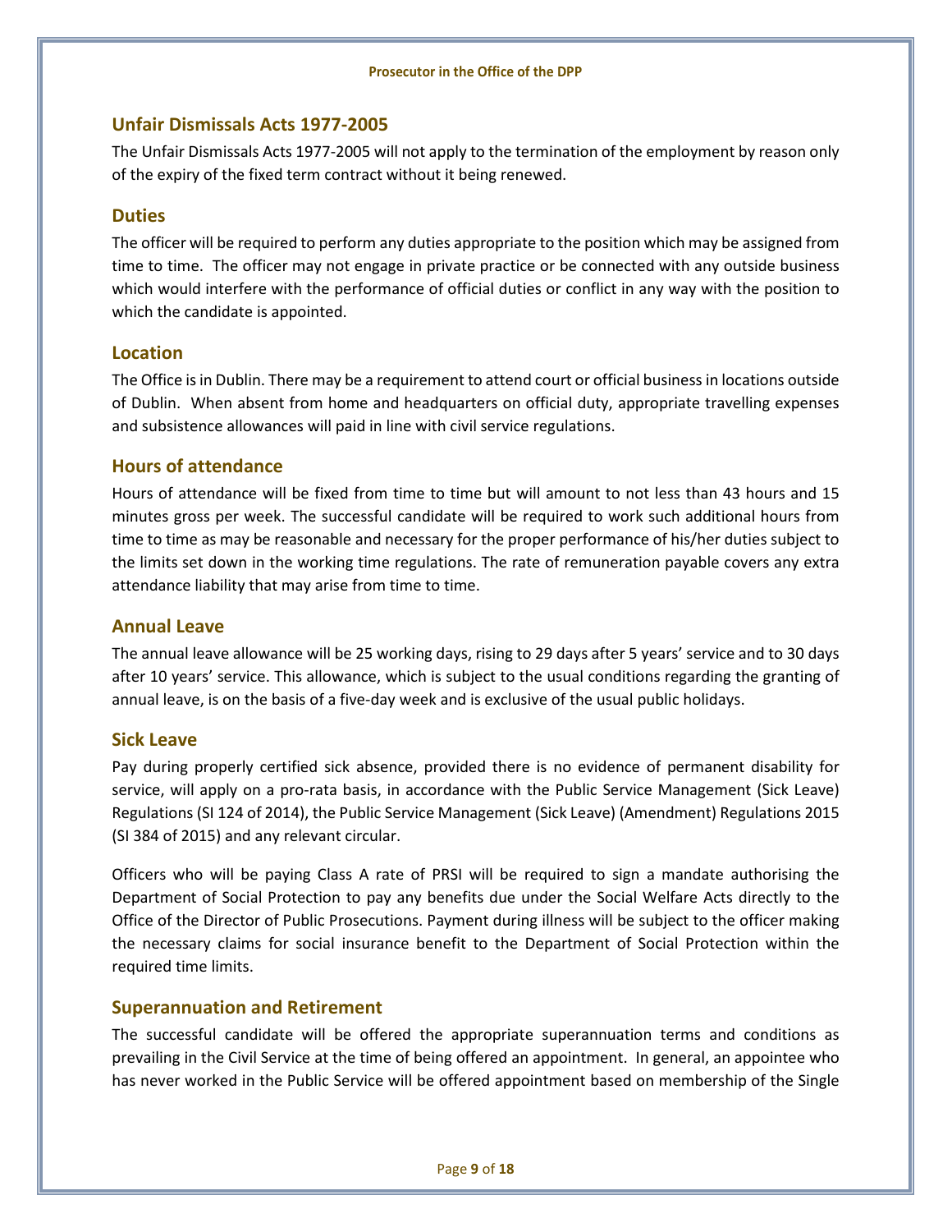## Unfair Dismissals Acts 1977-2005

The Unfair Dismissals Acts 1977-2005 will not apply to the termination of the employment by reason only of the expiry of the fixed term contract without it being renewed.

## Duties

The officer will be required to perform any duties appropriate to the position which may be assigned from time to time. The officer may not engage in private practice or be connected with any outside business which would interfere with the performance of official duties or conflict in any way with the position to which the candidate is appointed.

## Location

The Office is in Dublin. There may be a requirement to attend court or official business in locations outside of Dublin. When absent from home and headquarters on official duty, appropriate travelling expenses and subsistence allowances will paid in line with civil service regulations.

## Hours of attendance

Hours of attendance will be fixed from time to time but will amount to not less than 43 hours and 15 minutes gross per week. The successful candidate will be required to work such additional hours from time to time as may be reasonable and necessary for the proper performance of his/her duties subject to the limits set down in the working time regulations. The rate of remuneration payable covers any extra attendance liability that may arise from time to time.

## Annual Leave

The annual leave allowance will be 25 working days, rising to 29 days after 5 years' service and to 30 days after 10 years' service. This allowance, which is subject to the usual conditions regarding the granting of annual leave, is on the basis of a five-day week and is exclusive of the usual public holidays.

## Sick Leave

Pay during properly certified sick absence, provided there is no evidence of permanent disability for service, will apply on a pro-rata basis, in accordance with the Public Service Management (Sick Leave) Regulations (SI 124 of 2014), the Public Service Management (Sick Leave) (Amendment) Regulations 2015 (SI 384 of 2015) and any relevant circular.

Officers who will be paying Class A rate of PRSI will be required to sign a mandate authorising the Department of Social Protection to pay any benefits due under the Social Welfare Acts directly to the Office of the Director of Public Prosecutions. Payment during illness will be subject to the officer making the necessary claims for social insurance benefit to the Department of Social Protection within the required time limits.

## Superannuation and Retirement

The successful candidate will be offered the appropriate superannuation terms and conditions as prevailing in the Civil Service at the time of being offered an appointment. In general, an appointee who has never worked in the Public Service will be offered appointment based on membership of the Single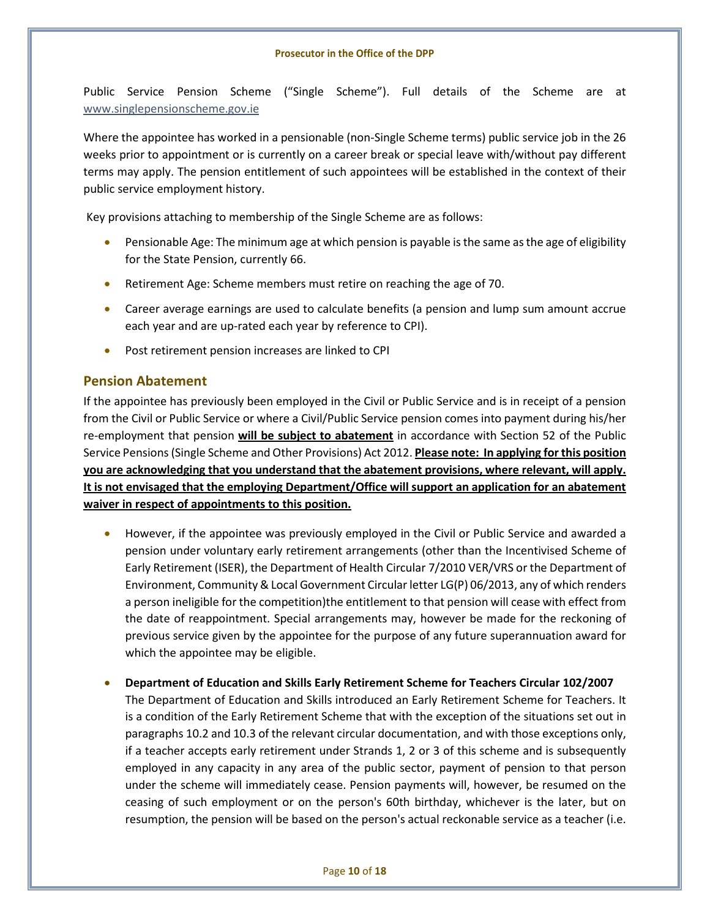Public Service Pension Scheme ("Single Scheme"). Full details of the Scheme are at www.singlepensionscheme.gov.ie

Where the appointee has worked in a pensionable (non-Single Scheme terms) public service job in the 26 weeks prior to appointment or is currently on a career break or special leave with/without pay different terms may apply. The pension entitlement of such appointees will be established in the context of their public service employment history.

Key provisions attaching to membership of the Single Scheme are as follows:

- Pensionable Age: The minimum age at which pension is payable is the same as the age of eligibility for the State Pension, currently 66.
- Retirement Age: Scheme members must retire on reaching the age of 70.
- Career average earnings are used to calculate benefits (a pension and lump sum amount accrue each year and are up-rated each year by reference to CPI).
- Post retirement pension increases are linked to CPI

## Pension Abatement

If the appointee has previously been employed in the Civil or Public Service and is in receipt of a pension from the Civil or Public Service or where a Civil/Public Service pension comes into payment during his/her re-employment that pension **will be subject to abatement** in accordance with Section 52 of the Public Service Pensions (Single Scheme and Other Provisions) Act 2012. **Please note: In applying for this position you are acknowledging that you understand that the abatement provisions, where relevant, will apply. It is not envisaged that the employing Department/Office will support an application for an abatement waiver in respect of appointments to this position.**

- However, if the appointee was previously employed in the Civil or Public Service and awarded a pension under voluntary early retirement arrangements (other than the Incentivised Scheme of Early Retirement (ISER), the Department of Health Circular 7/2010 VER/VRS or the Department of Environment, Community & Local Government Circular letter LG(P) 06/2013, any of which renders a person ineligible for the competition)the entitlement to that pension will cease with effect from the date of reappointment. Special arrangements may, however be made for the reckoning of previous service given by the appointee for the purpose of any future superannuation award for which the appointee may be eligible.

- **Department of Education and Skills Early Retirement Scheme for Teachers Circular 102/2007**
  The Department of Education and Skills introduced an Early Retirement Scheme for Teachers. It is a condition of the Early Retirement Scheme that with the exception of the situations set out in paragraphs 10.2 and 10.3 of the relevant circular documentation, and with those exceptions only, if a teacher accepts early retirement under Strands 1, 2 or 3 of this scheme and is subsequently employed in any capacity in any area of the public sector, payment of pension to that person under the scheme will immediately cease. Pension payments will, however, be resumed on the ceasing of such employment or on the person's 60th birthday, whichever is the later, but on resumption, the pension will be based on the person's actual reckonable service as a teacher (i.e.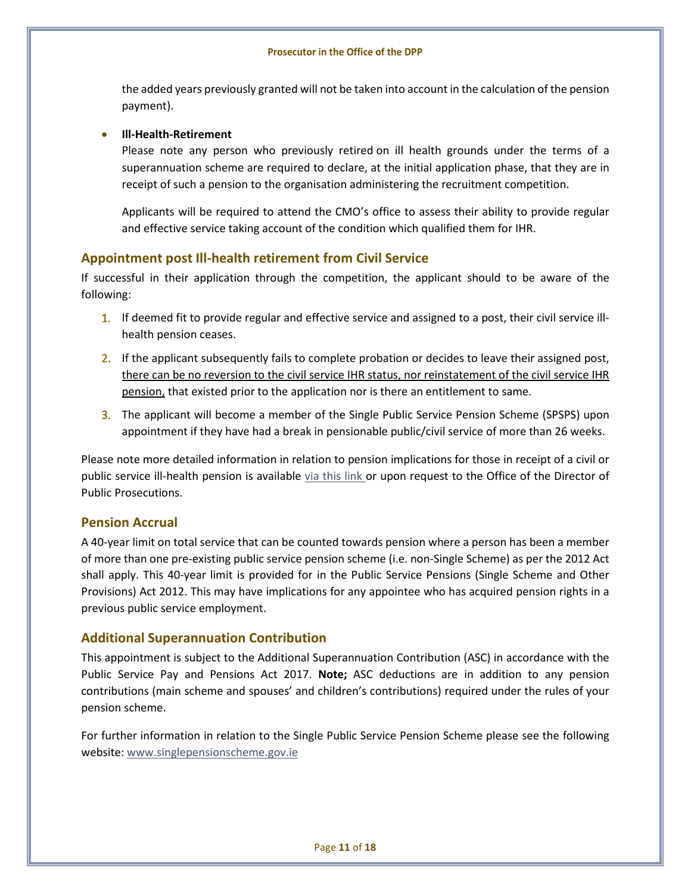the added years previously granted will not be taken into account in the calculation of the pension payment).

- **Ill-Health-Retirement**

  Please note any person who previously retired on ill health grounds under the terms of a superannuation scheme are required to declare, at the initial application phase, that they are in receipt of such a pension to the organisation administering the recruitment competition.

  Applicants will be required to attend the CMO's office to assess their ability to provide regular and effective service taking account of the condition which qualified them for IHR.

## Appointment post Ill-health retirement from Civil Service

If successful in their application through the competition, the applicant should to be aware of the following:

1. If deemed fit to provide regular and effective service and assigned to a post, their civil service ill-health pension ceases.
2. If the applicant subsequently fails to complete probation or decides to leave their assigned post, <u>there can be no reversion to the civil service IHR status, nor reinstatement of the civil service IHR pension,</u> that existed prior to the application nor is there an entitlement to same.
3. The applicant will become a member of the Single Public Service Pension Scheme (SPSPS) upon appointment if they have had a break in pensionable public/civil service of more than 26 weeks.

Please note more detailed information in relation to pension implications for those in receipt of a civil or public service ill-health pension is available via this link or upon request to the Office of the Director of Public Prosecutions.

## Pension Accrual

A 40-year limit on total service that can be counted towards pension where a person has been a member of more than one pre-existing public service pension scheme (i.e. non-Single Scheme) as per the 2012 Act shall apply. This 40-year limit is provided for in the Public Service Pensions (Single Scheme and Other Provisions) Act 2012. This may have implications for any appointee who has acquired pension rights in a previous public service employment.

## Additional Superannuation Contribution

This appointment is subject to the Additional Superannuation Contribution (ASC) in accordance with the Public Service Pay and Pensions Act 2017. **Note;** ASC deductions are in addition to any pension contributions (main scheme and spouses' and children's contributions) required under the rules of your pension scheme.

For further information in relation to the Single Public Service Pension Scheme please see the following website: www.singlepensionscheme.gov.ie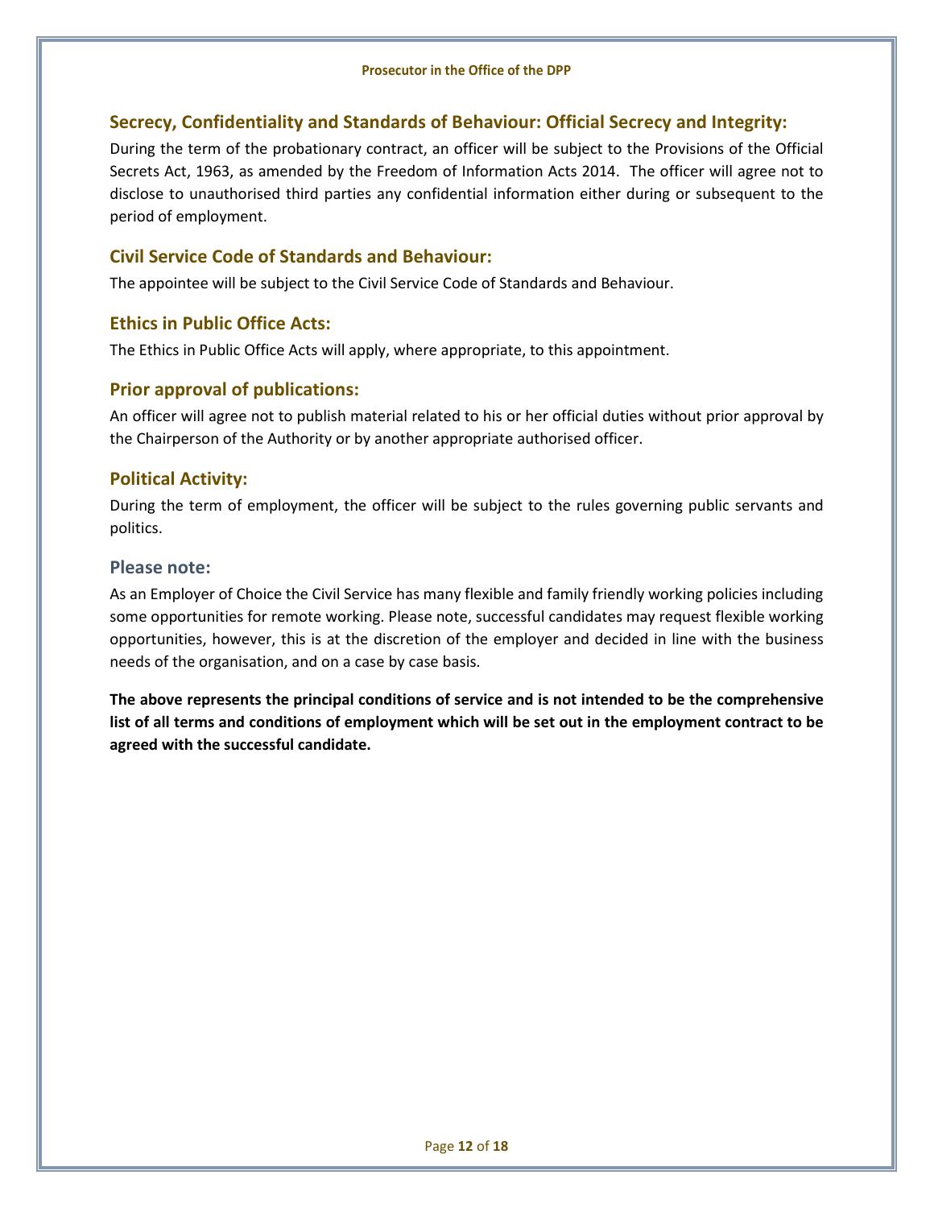## Secrecy, Confidentiality and Standards of Behaviour: Official Secrecy and Integrity:

During the term of the probationary contract, an officer will be subject to the Provisions of the Official Secrets Act, 1963, as amended by the Freedom of Information Acts 2014. The officer will agree not to disclose to unauthorised third parties any confidential information either during or subsequent to the period of employment.

## Civil Service Code of Standards and Behaviour:

The appointee will be subject to the Civil Service Code of Standards and Behaviour.

## Ethics in Public Office Acts:

The Ethics in Public Office Acts will apply, where appropriate, to this appointment.

## Prior approval of publications:

An officer will agree not to publish material related to his or her official duties without prior approval by the Chairperson of the Authority or by another appropriate authorised officer.

## Political Activity:

During the term of employment, the officer will be subject to the rules governing public servants and politics.

## Please note:

As an Employer of Choice the Civil Service has many flexible and family friendly working policies including some opportunities for remote working. Please note, successful candidates may request flexible working opportunities, however, this is at the discretion of the employer and decided in line with the business needs of the organisation, and on a case by case basis.

**The above represents the principal conditions of service and is not intended to be the comprehensive list of all terms and conditions of employment which will be set out in the employment contract to be agreed with the successful candidate.**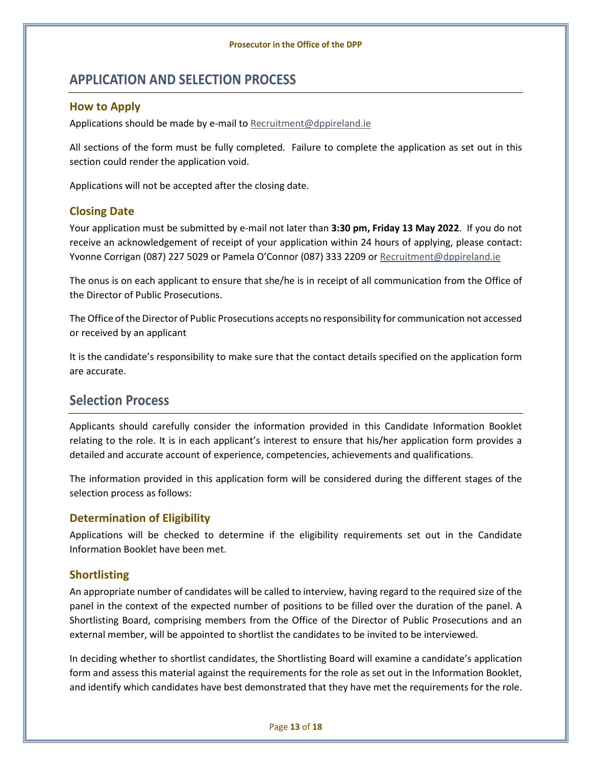## APPLICATION AND SELECTION PROCESS

### How to Apply

Applications should be made by e-mail to Recruitment@dppireland.ie

All sections of the form must be fully completed. Failure to complete the application as set out in this section could render the application void.

Applications will not be accepted after the closing date.

### Closing Date

Your application must be submitted by e-mail not later than **3:30 pm, Friday 13 May 2022**. If you do not receive an acknowledgement of receipt of your application within 24 hours of applying, please contact: Yvonne Corrigan (087) 227 5029 or Pamela O'Connor (087) 333 2209 or Recruitment@dppireland.ie

The onus is on each applicant to ensure that she/he is in receipt of all communication from the Office of the Director of Public Prosecutions.

The Office of the Director of Public Prosecutions accepts no responsibility for communication not accessed or received by an applicant

It is the candidate's responsibility to make sure that the contact details specified on the application form are accurate.

## Selection Process

Applicants should carefully consider the information provided in this Candidate Information Booklet relating to the role. It is in each applicant's interest to ensure that his/her application form provides a detailed and accurate account of experience, competencies, achievements and qualifications.

The information provided in this application form will be considered during the different stages of the selection process as follows:

### Determination of Eligibility

Applications will be checked to determine if the eligibility requirements set out in the Candidate Information Booklet have been met.

### Shortlisting

An appropriate number of candidates will be called to interview, having regard to the required size of the panel in the context of the expected number of positions to be filled over the duration of the panel. A Shortlisting Board, comprising members from the Office of the Director of Public Prosecutions and an external member, will be appointed to shortlist the candidates to be invited to be interviewed.

In deciding whether to shortlist candidates, the Shortlisting Board will examine a candidate's application form and assess this material against the requirements for the role as set out in the Information Booklet, and identify which candidates have best demonstrated that they have met the requirements for the role.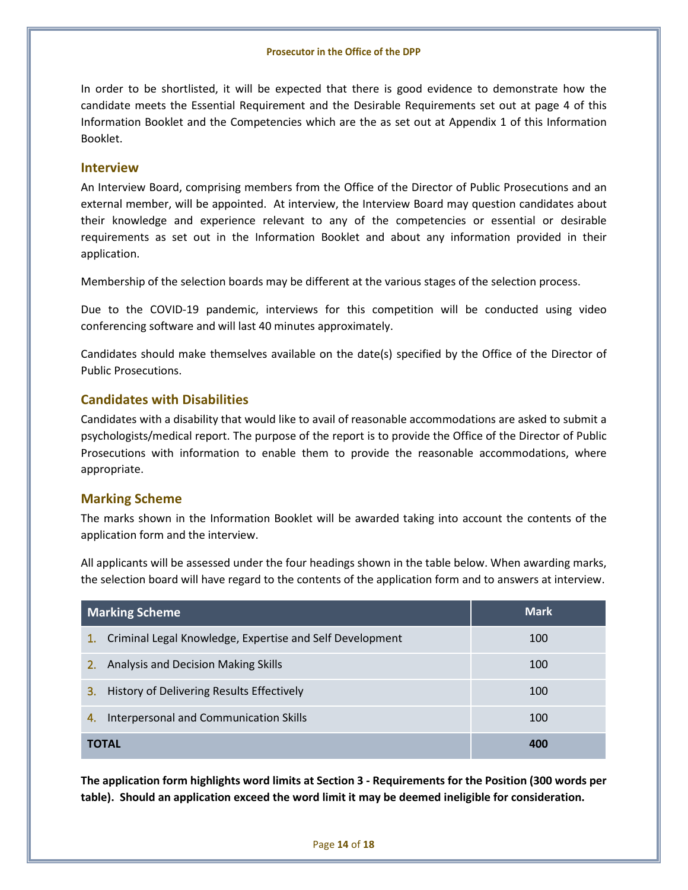In order to be shortlisted, it will be expected that there is good evidence to demonstrate how the candidate meets the Essential Requirement and the Desirable Requirements set out at page 4 of this Information Booklet and the Competencies which are the as set out at Appendix 1 of this Information Booklet.

## Interview

An Interview Board, comprising members from the Office of the Director of Public Prosecutions and an external member, will be appointed. At interview, the Interview Board may question candidates about their knowledge and experience relevant to any of the competencies or essential or desirable requirements as set out in the Information Booklet and about any information provided in their application.

Membership of the selection boards may be different at the various stages of the selection process.

Due to the COVID-19 pandemic, interviews for this competition will be conducted using video conferencing software and will last 40 minutes approximately.

Candidates should make themselves available on the date(s) specified by the Office of the Director of Public Prosecutions.

## Candidates with Disabilities

Candidates with a disability that would like to avail of reasonable accommodations are asked to submit a psychologists/medical report. The purpose of the report is to provide the Office of the Director of Public Prosecutions with information to enable them to provide the reasonable accommodations, where appropriate.

## Marking Scheme

The marks shown in the Information Booklet will be awarded taking into account the contents of the application form and the interview.

All applicants will be assessed under the four headings shown in the table below. When awarding marks, the selection board will have regard to the contents of the application form and to answers at interview.

| Marking Scheme | Mark |
|---|---|
| 1. Criminal Legal Knowledge, Expertise and Self Development | 100 |
| 2. Analysis and Decision Making Skills | 100 |
| 3. History of Delivering Results Effectively | 100 |
| 4. Interpersonal and Communication Skills | 100 |
| **TOTAL** | **400** |

**The application form highlights word limits at Section 3 - Requirements for the Position (300 words per table). Should an application exceed the word limit it may be deemed ineligible for consideration.**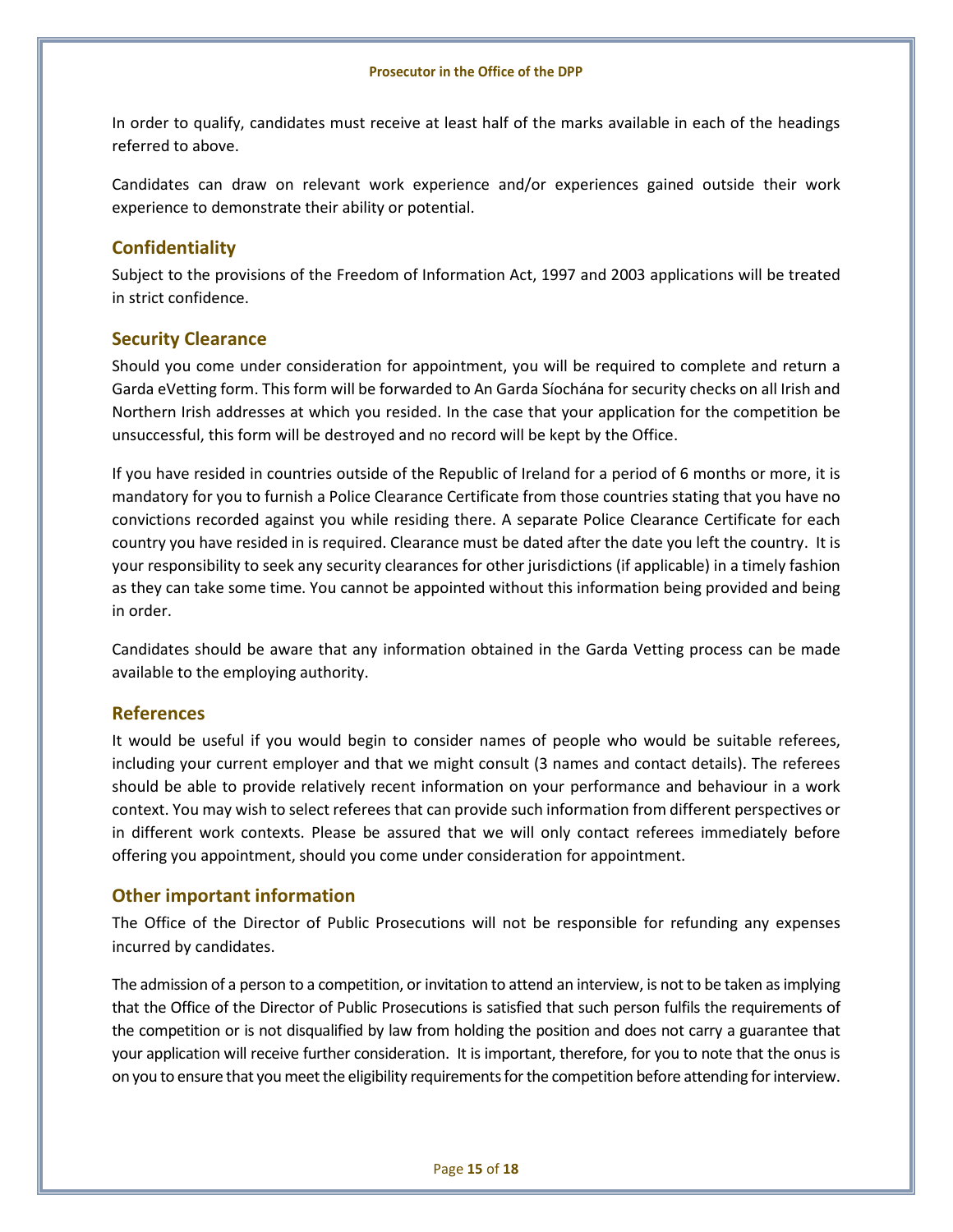In order to qualify, candidates must receive at least half of the marks available in each of the headings referred to above.

Candidates can draw on relevant work experience and/or experiences gained outside their work experience to demonstrate their ability or potential.

## Confidentiality

Subject to the provisions of the Freedom of Information Act, 1997 and 2003 applications will be treated in strict confidence.

## Security Clearance

Should you come under consideration for appointment, you will be required to complete and return a Garda eVetting form. This form will be forwarded to An Garda Síochána for security checks on all Irish and Northern Irish addresses at which you resided. In the case that your application for the competition be unsuccessful, this form will be destroyed and no record will be kept by the Office.

If you have resided in countries outside of the Republic of Ireland for a period of 6 months or more, it is mandatory for you to furnish a Police Clearance Certificate from those countries stating that you have no convictions recorded against you while residing there. A separate Police Clearance Certificate for each country you have resided in is required. Clearance must be dated after the date you left the country. It is your responsibility to seek any security clearances for other jurisdictions (if applicable) in a timely fashion as they can take some time. You cannot be appointed without this information being provided and being in order.

Candidates should be aware that any information obtained in the Garda Vetting process can be made available to the employing authority.

## References

It would be useful if you would begin to consider names of people who would be suitable referees, including your current employer and that we might consult (3 names and contact details). The referees should be able to provide relatively recent information on your performance and behaviour in a work context. You may wish to select referees that can provide such information from different perspectives or in different work contexts. Please be assured that we will only contact referees immediately before offering you appointment, should you come under consideration for appointment.

## Other important information

The Office of the Director of Public Prosecutions will not be responsible for refunding any expenses incurred by candidates.

The admission of a person to a competition, or invitation to attend an interview, is not to be taken as implying that the Office of the Director of Public Prosecutions is satisfied that such person fulfils the requirements of the competition or is not disqualified by law from holding the position and does not carry a guarantee that your application will receive further consideration. It is important, therefore, for you to note that the onus is on you to ensure that you meet the eligibility requirements for the competition before attending for interview.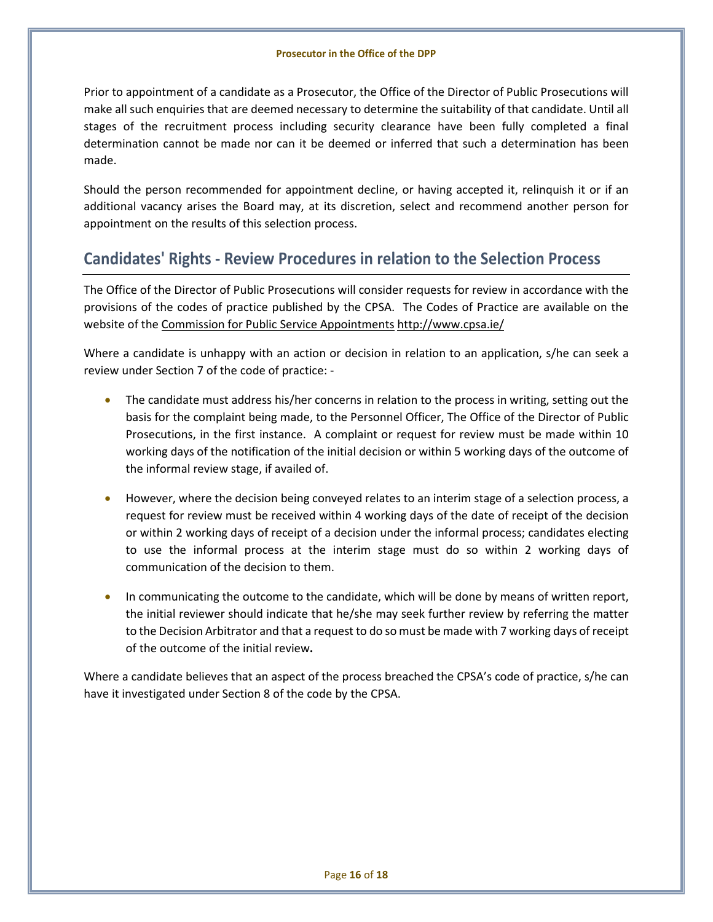Prior to appointment of a candidate as a Prosecutor, the Office of the Director of Public Prosecutions will make all such enquiries that are deemed necessary to determine the suitability of that candidate. Until all stages of the recruitment process including security clearance have been fully completed a final determination cannot be made nor can it be deemed or inferred that such a determination has been made.

Should the person recommended for appointment decline, or having accepted it, relinquish it or if an additional vacancy arises the Board may, at its discretion, select and recommend another person for appointment on the results of this selection process.

## Candidates' Rights - Review Procedures in relation to the Selection Process

The Office of the Director of Public Prosecutions will consider requests for review in accordance with the provisions of the codes of practice published by the CPSA. The Codes of Practice are available on the website of the Commission for Public Service Appointments http://www.cpsa.ie/

Where a candidate is unhappy with an action or decision in relation to an application, s/he can seek a review under Section 7 of the code of practice: -

- The candidate must address his/her concerns in relation to the process in writing, setting out the basis for the complaint being made, to the Personnel Officer, The Office of the Director of Public Prosecutions, in the first instance. A complaint or request for review must be made within 10 working days of the notification of the initial decision or within 5 working days of the outcome of the informal review stage, if availed of.
- However, where the decision being conveyed relates to an interim stage of a selection process, a request for review must be received within 4 working days of the date of receipt of the decision or within 2 working days of receipt of a decision under the informal process; candidates electing to use the informal process at the interim stage must do so within 2 working days of communication of the decision to them.
- In communicating the outcome to the candidate, which will be done by means of written report, the initial reviewer should indicate that he/she may seek further review by referring the matter to the Decision Arbitrator and that a request to do so must be made with 7 working days of receipt of the outcome of the initial review.

Where a candidate believes that an aspect of the process breached the CPSA's code of practice, s/he can have it investigated under Section 8 of the code by the CPSA.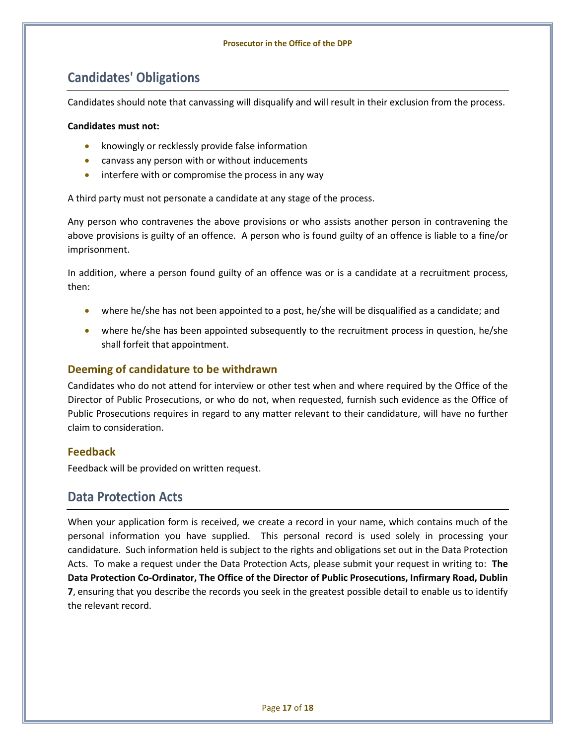## Candidates' Obligations

Candidates should note that canvassing will disqualify and will result in their exclusion from the process.

**Candidates must not:**

- knowingly or recklessly provide false information
- canvass any person with or without inducements
- interfere with or compromise the process in any way

A third party must not personate a candidate at any stage of the process.

Any person who contravenes the above provisions or who assists another person in contravening the above provisions is guilty of an offence. A person who is found guilty of an offence is liable to a fine/or imprisonment.

In addition, where a person found guilty of an offence was or is a candidate at a recruitment process, then:

- where he/she has not been appointed to a post, he/she will be disqualified as a candidate; and
- where he/she has been appointed subsequently to the recruitment process in question, he/she shall forfeit that appointment.

### Deeming of candidature to be withdrawn

Candidates who do not attend for interview or other test when and where required by the Office of the Director of Public Prosecutions, or who do not, when requested, furnish such evidence as the Office of Public Prosecutions requires in regard to any matter relevant to their candidature, will have no further claim to consideration.

### Feedback

Feedback will be provided on written request.

## Data Protection Acts

When your application form is received, we create a record in your name, which contains much of the personal information you have supplied. This personal record is used solely in processing your candidature. Such information held is subject to the rights and obligations set out in the Data Protection Acts. To make a request under the Data Protection Acts, please submit your request in writing to: **The Data Protection Co-Ordinator, The Office of the Director of Public Prosecutions, Infirmary Road, Dublin 7**, ensuring that you describe the records you seek in the greatest possible detail to enable us to identify the relevant record.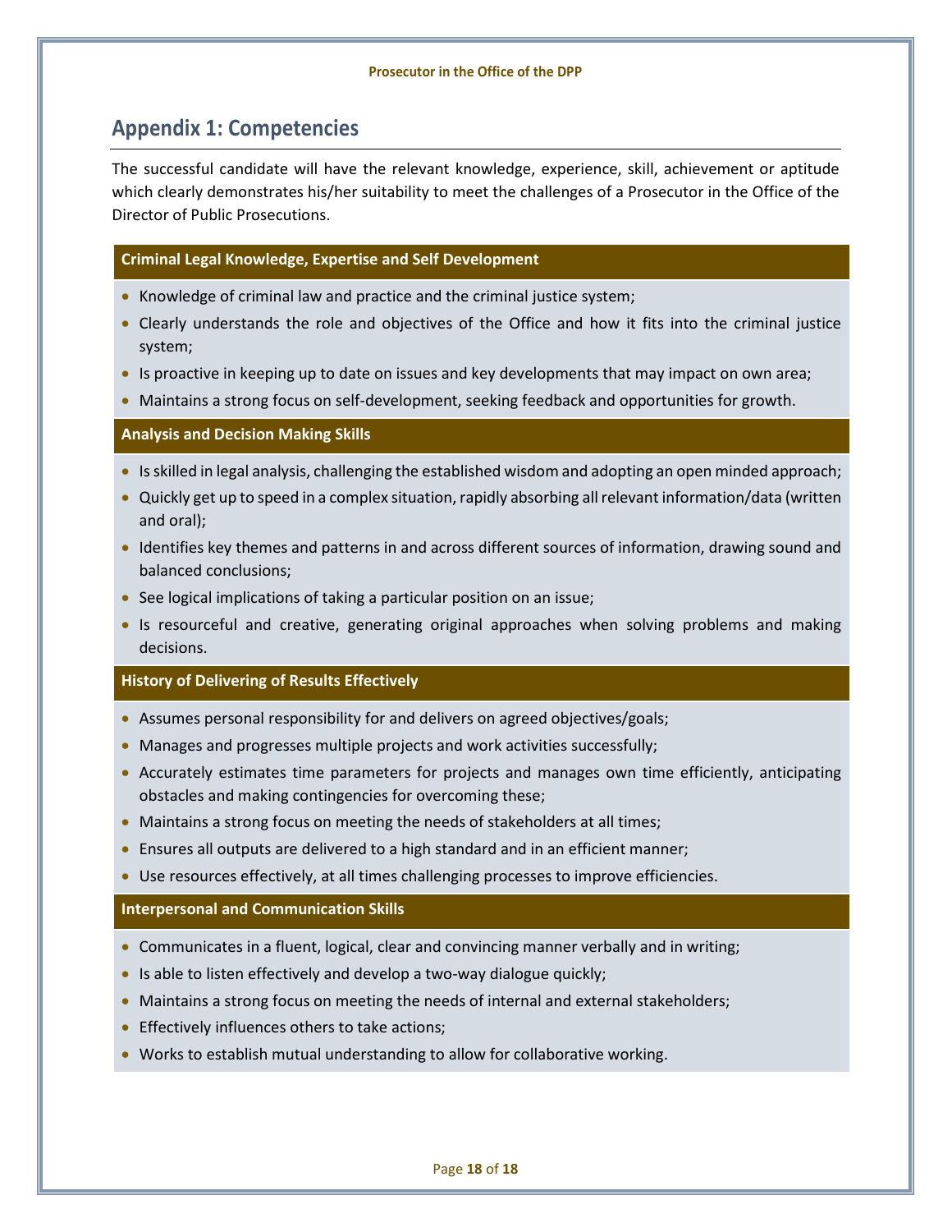## Appendix 1: Competencies

The successful candidate will have the relevant knowledge, experience, skill, achievement or aptitude which clearly demonstrates his/her suitability to meet the challenges of a Prosecutor in the Office of the Director of Public Prosecutions.

### Criminal Legal Knowledge, Expertise and Self Development

- Knowledge of criminal law and practice and the criminal justice system;
- Clearly understands the role and objectives of the Office and how it fits into the criminal justice system;
- Is proactive in keeping up to date on issues and key developments that may impact on own area;
- Maintains a strong focus on self-development, seeking feedback and opportunities for growth.

### Analysis and Decision Making Skills

- Is skilled in legal analysis, challenging the established wisdom and adopting an open minded approach;
- Quickly get up to speed in a complex situation, rapidly absorbing all relevant information/data (written and oral);
- Identifies key themes and patterns in and across different sources of information, drawing sound and balanced conclusions;
- See logical implications of taking a particular position on an issue;
- Is resourceful and creative, generating original approaches when solving problems and making decisions.

### History of Delivering of Results Effectively

- Assumes personal responsibility for and delivers on agreed objectives/goals;
- Manages and progresses multiple projects and work activities successfully;
- Accurately estimates time parameters for projects and manages own time efficiently, anticipating obstacles and making contingencies for overcoming these;
- Maintains a strong focus on meeting the needs of stakeholders at all times;
- Ensures all outputs are delivered to a high standard and in an efficient manner;
- Use resources effectively, at all times challenging processes to improve efficiencies.

### Interpersonal and Communication Skills

- Communicates in a fluent, logical, clear and convincing manner verbally and in writing;
- Is able to listen effectively and develop a two-way dialogue quickly;
- Maintains a strong focus on meeting the needs of internal and external stakeholders;
- Effectively influences others to take actions;
- Works to establish mutual understanding to allow for collaborative working.